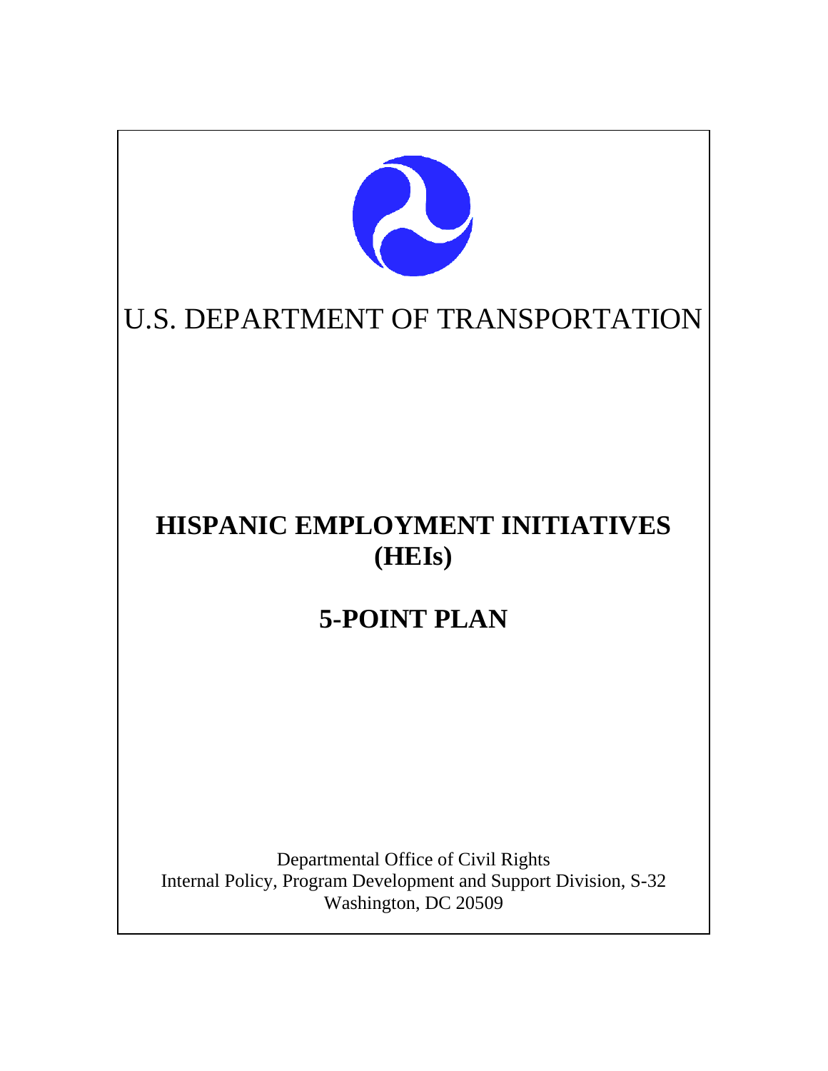U.S. DEPARTMENT OF TRANSPORTATION

# HISPANIC EMPLOYMENT INITIATIVES (HEIs)

# 5-POINT PLAN

Departmental Office of Civil Rights
Internal Policy, Program Development and Support Division, S-32
Washington, DC 20509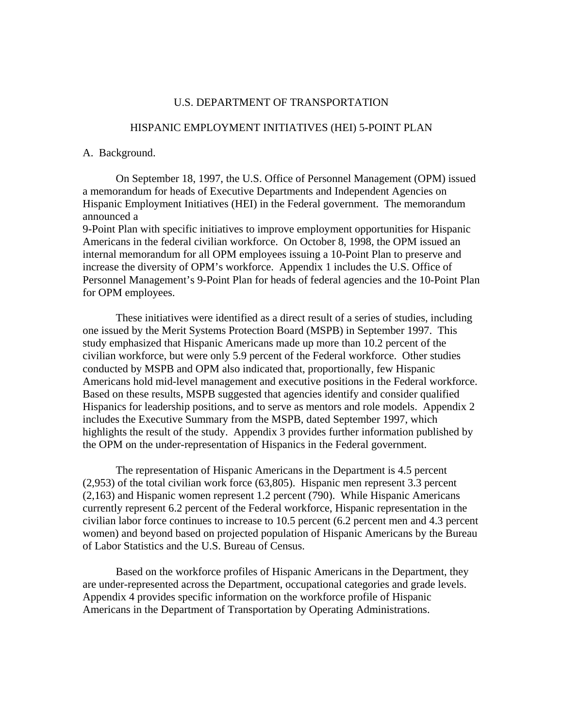U.S. DEPARTMENT OF TRANSPORTATION

HISPANIC EMPLOYMENT INITIATIVES (HEI) 5-POINT PLAN

A. Background.

On September 18, 1997, the U.S. Office of Personnel Management (OPM) issued a memorandum for heads of Executive Departments and Independent Agencies on Hispanic Employment Initiatives (HEI) in the Federal government. The memorandum announced a 9-Point Plan with specific initiatives to improve employment opportunities for Hispanic Americans in the federal civilian workforce. On October 8, 1998, the OPM issued an internal memorandum for all OPM employees issuing a 10-Point Plan to preserve and increase the diversity of OPM's workforce. Appendix 1 includes the U.S. Office of Personnel Management's 9-Point Plan for heads of federal agencies and the 10-Point Plan for OPM employees.

These initiatives were identified as a direct result of a series of studies, including one issued by the Merit Systems Protection Board (MSPB) in September 1997. This study emphasized that Hispanic Americans made up more than 10.2 percent of the civilian workforce, but were only 5.9 percent of the Federal workforce. Other studies conducted by MSPB and OPM also indicated that, proportionally, few Hispanic Americans hold mid-level management and executive positions in the Federal workforce. Based on these results, MSPB suggested that agencies identify and consider qualified Hispanics for leadership positions, and to serve as mentors and role models. Appendix 2 includes the Executive Summary from the MSPB, dated September 1997, which highlights the result of the study. Appendix 3 provides further information published by the OPM on the under-representation of Hispanics in the Federal government.

The representation of Hispanic Americans in the Department is 4.5 percent (2,953) of the total civilian work force (63,805). Hispanic men represent 3.3 percent (2,163) and Hispanic women represent 1.2 percent (790). While Hispanic Americans currently represent 6.2 percent of the Federal workforce, Hispanic representation in the civilian labor force continues to increase to 10.5 percent (6.2 percent men and 4.3 percent women) and beyond based on projected population of Hispanic Americans by the Bureau of Labor Statistics and the U.S. Bureau of Census.

Based on the workforce profiles of Hispanic Americans in the Department, they are under-represented across the Department, occupational categories and grade levels. Appendix 4 provides specific information on the workforce profile of Hispanic Americans in the Department of Transportation by Operating Administrations.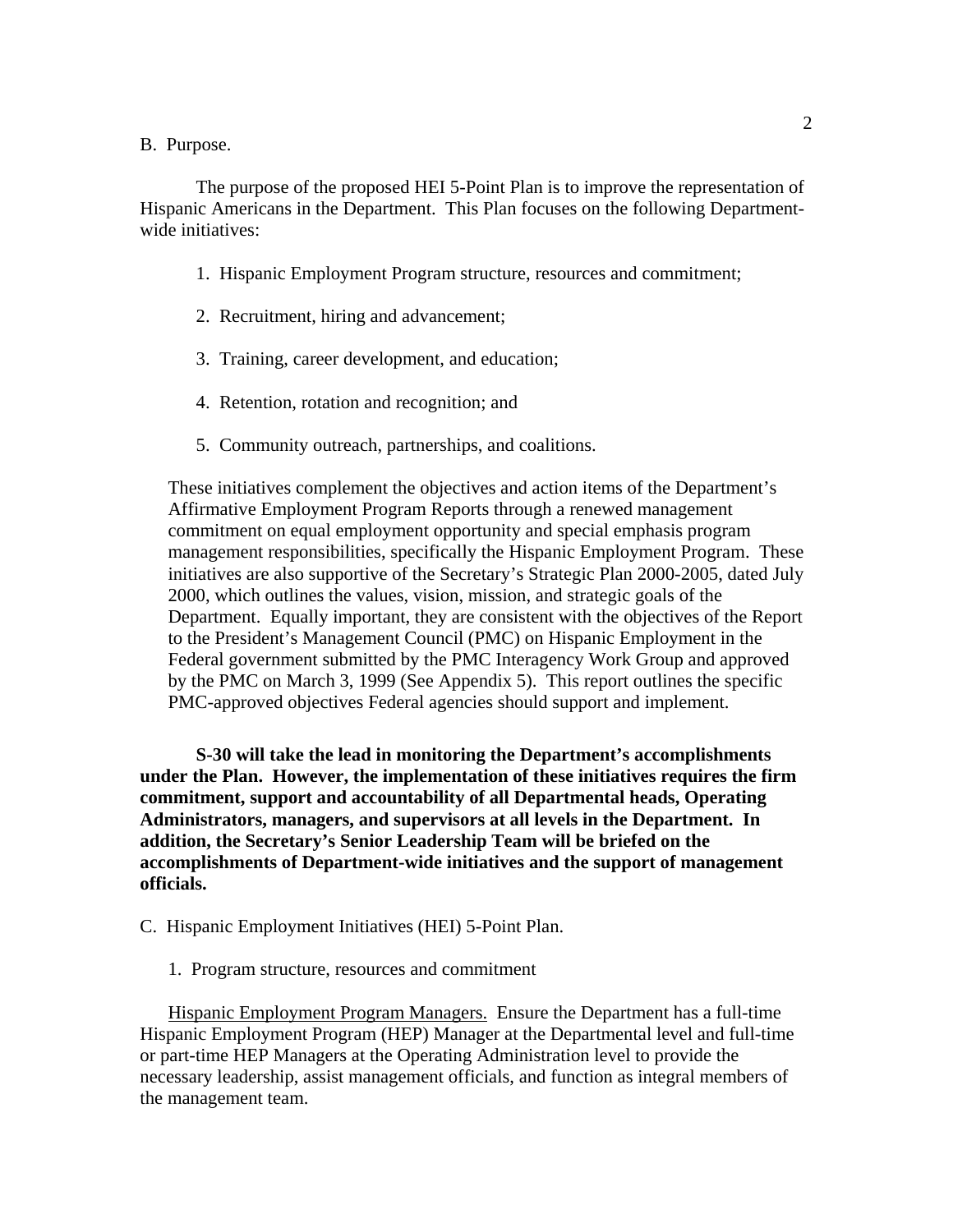B. Purpose.

The purpose of the proposed HEI 5-Point Plan is to improve the representation of Hispanic Americans in the Department. This Plan focuses on the following Department-wide initiatives:

1. Hispanic Employment Program structure, resources and commitment;
2. Recruitment, hiring and advancement;
3. Training, career development, and education;
4. Retention, rotation and recognition; and
5. Community outreach, partnerships, and coalitions.

These initiatives complement the objectives and action items of the Department's Affirmative Employment Program Reports through a renewed management commitment on equal employment opportunity and special emphasis program management responsibilities, specifically the Hispanic Employment Program. These initiatives are also supportive of the Secretary's Strategic Plan 2000-2005, dated July 2000, which outlines the values, vision, mission, and strategic goals of the Department. Equally important, they are consistent with the objectives of the Report to the President's Management Council (PMC) on Hispanic Employment in the Federal government submitted by the PMC Interagency Work Group and approved by the PMC on March 3, 1999 (See Appendix 5). This report outlines the specific PMC-approved objectives Federal agencies should support and implement.

**S-30 will take the lead in monitoring the Department's accomplishments under the Plan. However, the implementation of these initiatives requires the firm commitment, support and accountability of all Departmental heads, Operating Administrators, managers, and supervisors at all levels in the Department. In addition, the Secretary's Senior Leadership Team will be briefed on the accomplishments of Department-wide initiatives and the support of management officials.**

C. Hispanic Employment Initiatives (HEI) 5-Point Plan.

1. Program structure, resources and commitment

Hispanic Employment Program Managers. Ensure the Department has a full-time Hispanic Employment Program (HEP) Manager at the Departmental level and full-time or part-time HEP Managers at the Operating Administration level to provide the necessary leadership, assist management officials, and function as integral members of the management team.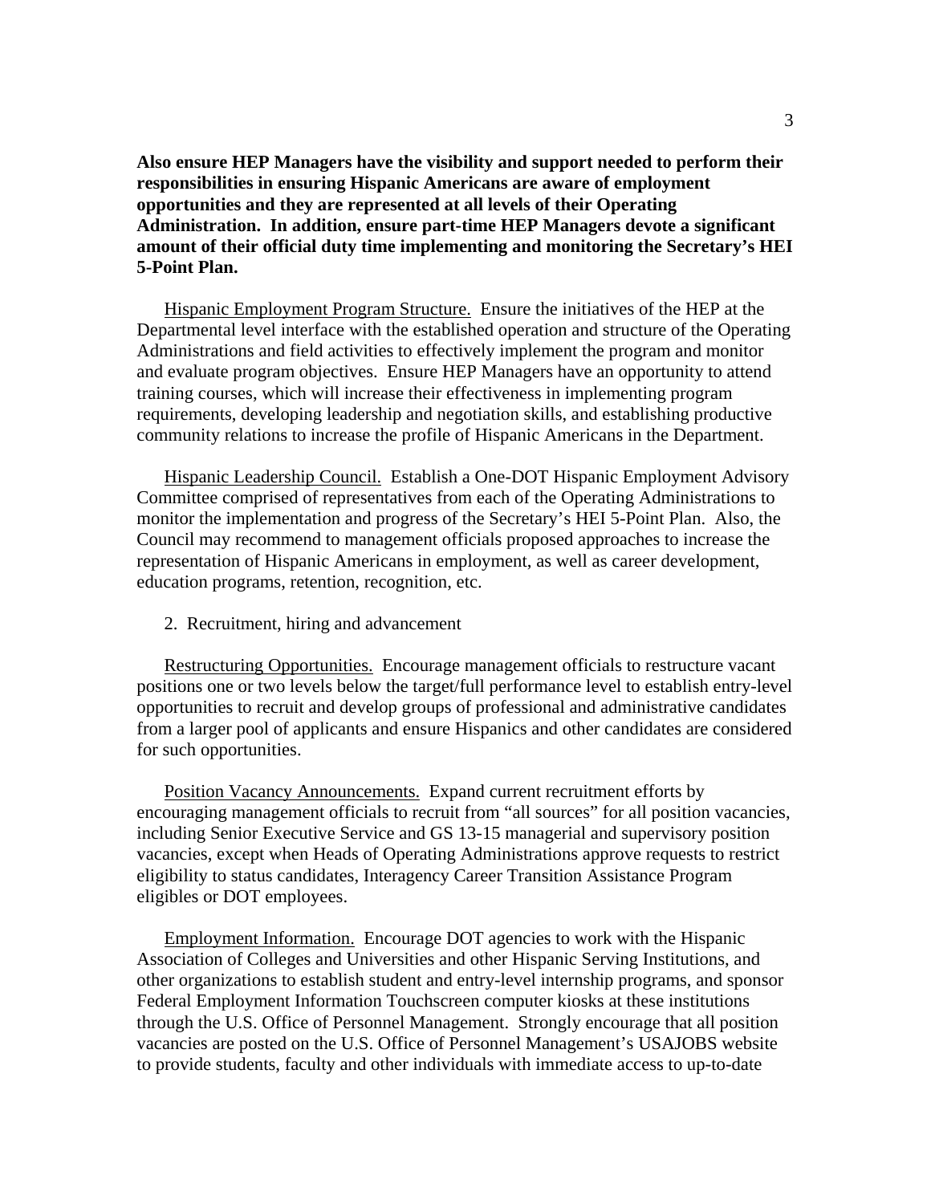**Also ensure HEP Managers have the visibility and support needed to perform their responsibilities in ensuring Hispanic Americans are aware of employment opportunities and they are represented at all levels of their Operating Administration. In addition, ensure part-time HEP Managers devote a significant amount of their official duty time implementing and monitoring the Secretary's HEI 5-Point Plan.**

<u>Hispanic Employment Program Structure.</u> Ensure the initiatives of the HEP at the Departmental level interface with the established operation and structure of the Operating Administrations and field activities to effectively implement the program and monitor and evaluate program objectives. Ensure HEP Managers have an opportunity to attend training courses, which will increase their effectiveness in implementing program requirements, developing leadership and negotiation skills, and establishing productive community relations to increase the profile of Hispanic Americans in the Department.

<u>Hispanic Leadership Council.</u> Establish a One-DOT Hispanic Employment Advisory Committee comprised of representatives from each of the Operating Administrations to monitor the implementation and progress of the Secretary's HEI 5-Point Plan. Also, the Council may recommend to management officials proposed approaches to increase the representation of Hispanic Americans in employment, as well as career development, education programs, retention, recognition, etc.

2. Recruitment, hiring and advancement

<u>Restructuring Opportunities.</u> Encourage management officials to restructure vacant positions one or two levels below the target/full performance level to establish entry-level opportunities to recruit and develop groups of professional and administrative candidates from a larger pool of applicants and ensure Hispanics and other candidates are considered for such opportunities.

<u>Position Vacancy Announcements.</u> Expand current recruitment efforts by encouraging management officials to recruit from "all sources" for all position vacancies, including Senior Executive Service and GS 13-15 managerial and supervisory position vacancies, except when Heads of Operating Administrations approve requests to restrict eligibility to status candidates, Interagency Career Transition Assistance Program eligibles or DOT employees.

<u>Employment Information.</u> Encourage DOT agencies to work with the Hispanic Association of Colleges and Universities and other Hispanic Serving Institutions, and other organizations to establish student and entry-level internship programs, and sponsor Federal Employment Information Touchscreen computer kiosks at these institutions through the U.S. Office of Personnel Management. Strongly encourage that all position vacancies are posted on the U.S. Office of Personnel Management's USAJOBS website to provide students, faculty and other individuals with immediate access to up-to-date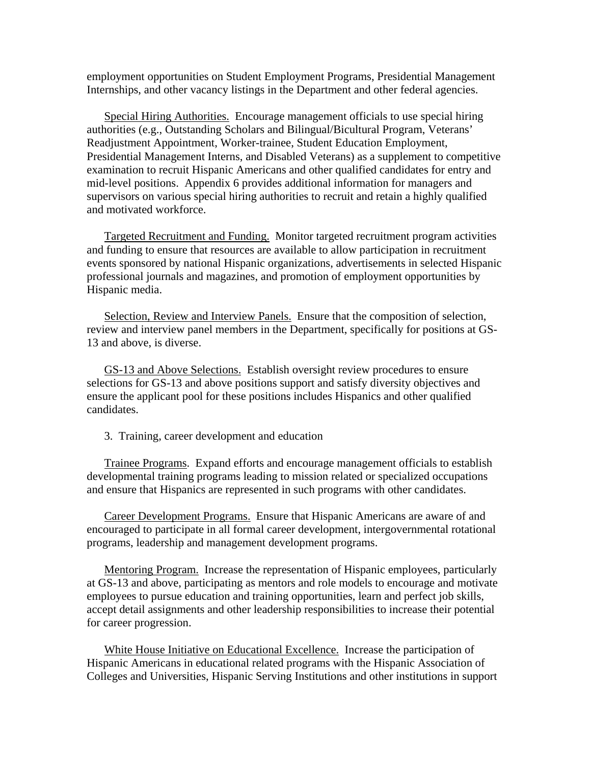employment opportunities on Student Employment Programs, Presidential Management Internships, and other vacancy listings in the Department and other federal agencies.

<u>Special Hiring Authorities.</u> Encourage management officials to use special hiring authorities (e.g., Outstanding Scholars and Bilingual/Bicultural Program, Veterans' Readjustment Appointment, Worker-trainee, Student Education Employment, Presidential Management Interns, and Disabled Veterans) as a supplement to competitive examination to recruit Hispanic Americans and other qualified candidates for entry and mid-level positions. Appendix 6 provides additional information for managers and supervisors on various special hiring authorities to recruit and retain a highly qualified and motivated workforce.

<u>Targeted Recruitment and Funding.</u> Monitor targeted recruitment program activities and funding to ensure that resources are available to allow participation in recruitment events sponsored by national Hispanic organizations, advertisements in selected Hispanic professional journals and magazines, and promotion of employment opportunities by Hispanic media.

<u>Selection, Review and Interview Panels.</u> Ensure that the composition of selection, review and interview panel members in the Department, specifically for positions at GS-13 and above, is diverse.

<u>GS-13 and Above Selections.</u> Establish oversight review procedures to ensure selections for GS-13 and above positions support and satisfy diversity objectives and ensure the applicant pool for these positions includes Hispanics and other qualified candidates.

3. Training, career development and education

<u>Trainee Programs</u>. Expand efforts and encourage management officials to establish developmental training programs leading to mission related or specialized occupations and ensure that Hispanics are represented in such programs with other candidates.

<u>Career Development Programs.</u> Ensure that Hispanic Americans are aware of and encouraged to participate in all formal career development, intergovernmental rotational programs, leadership and management development programs.

<u>Mentoring Program.</u> Increase the representation of Hispanic employees, particularly at GS-13 and above, participating as mentors and role models to encourage and motivate employees to pursue education and training opportunities, learn and perfect job skills, accept detail assignments and other leadership responsibilities to increase their potential for career progression.

<u>White House Initiative on Educational Excellence.</u> Increase the participation of Hispanic Americans in educational related programs with the Hispanic Association of Colleges and Universities, Hispanic Serving Institutions and other institutions in support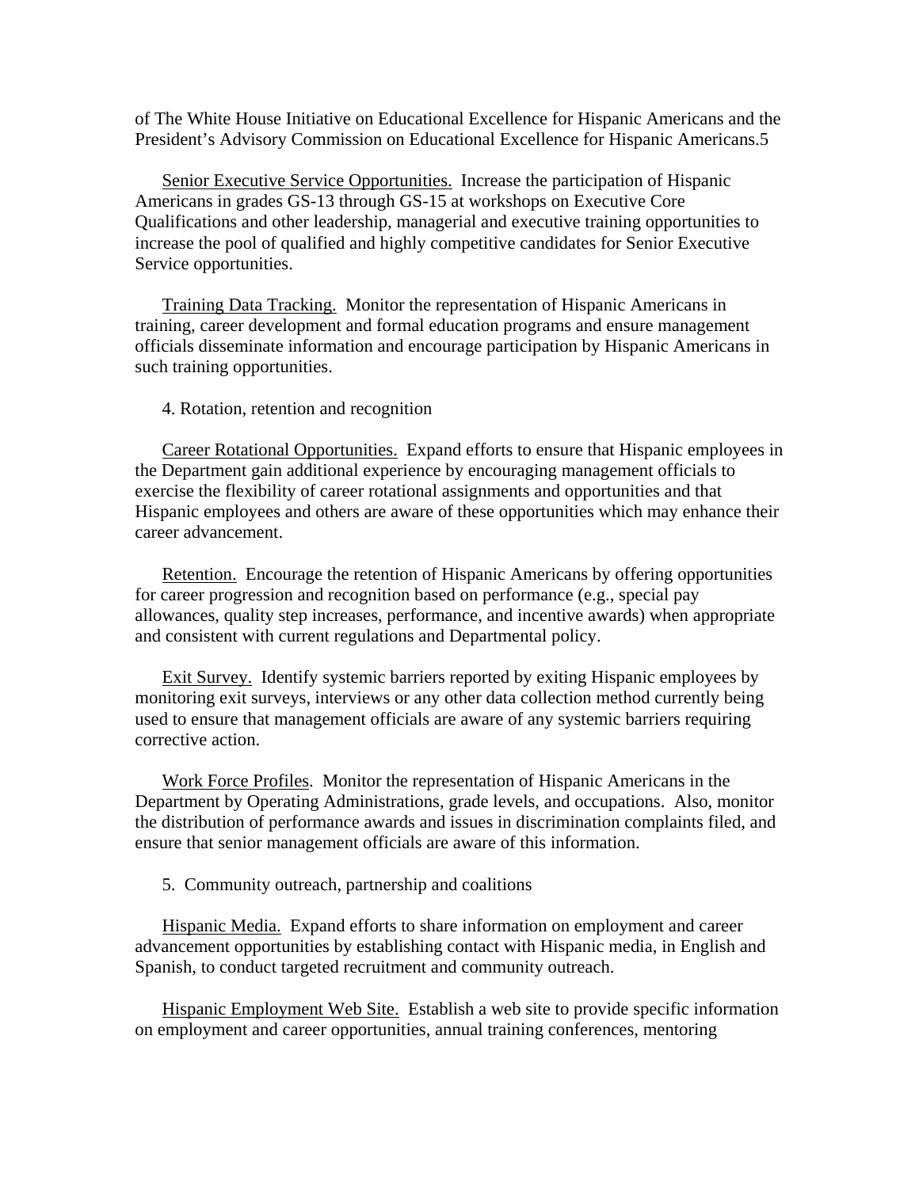of The White House Initiative on Educational Excellence for Hispanic Americans and the President's Advisory Commission on Educational Excellence for Hispanic Americans.5

Senior Executive Service Opportunities. Increase the participation of Hispanic Americans in grades GS-13 through GS-15 at workshops on Executive Core Qualifications and other leadership, managerial and executive training opportunities to increase the pool of qualified and highly competitive candidates for Senior Executive Service opportunities.

Training Data Tracking. Monitor the representation of Hispanic Americans in training, career development and formal education programs and ensure management officials disseminate information and encourage participation by Hispanic Americans in such training opportunities.

4. Rotation, retention and recognition

Career Rotational Opportunities. Expand efforts to ensure that Hispanic employees in the Department gain additional experience by encouraging management officials to exercise the flexibility of career rotational assignments and opportunities and that Hispanic employees and others are aware of these opportunities which may enhance their career advancement.

Retention. Encourage the retention of Hispanic Americans by offering opportunities for career progression and recognition based on performance (e.g., special pay allowances, quality step increases, performance, and incentive awards) when appropriate and consistent with current regulations and Departmental policy.

Exit Survey. Identify systemic barriers reported by exiting Hispanic employees by monitoring exit surveys, interviews or any other data collection method currently being used to ensure that management officials are aware of any systemic barriers requiring corrective action.

Work Force Profiles. Monitor the representation of Hispanic Americans in the Department by Operating Administrations, grade levels, and occupations. Also, monitor the distribution of performance awards and issues in discrimination complaints filed, and ensure that senior management officials are aware of this information.

5. Community outreach, partnership and coalitions

Hispanic Media. Expand efforts to share information on employment and career advancement opportunities by establishing contact with Hispanic media, in English and Spanish, to conduct targeted recruitment and community outreach.

Hispanic Employment Web Site. Establish a web site to provide specific information on employment and career opportunities, annual training conferences, mentoring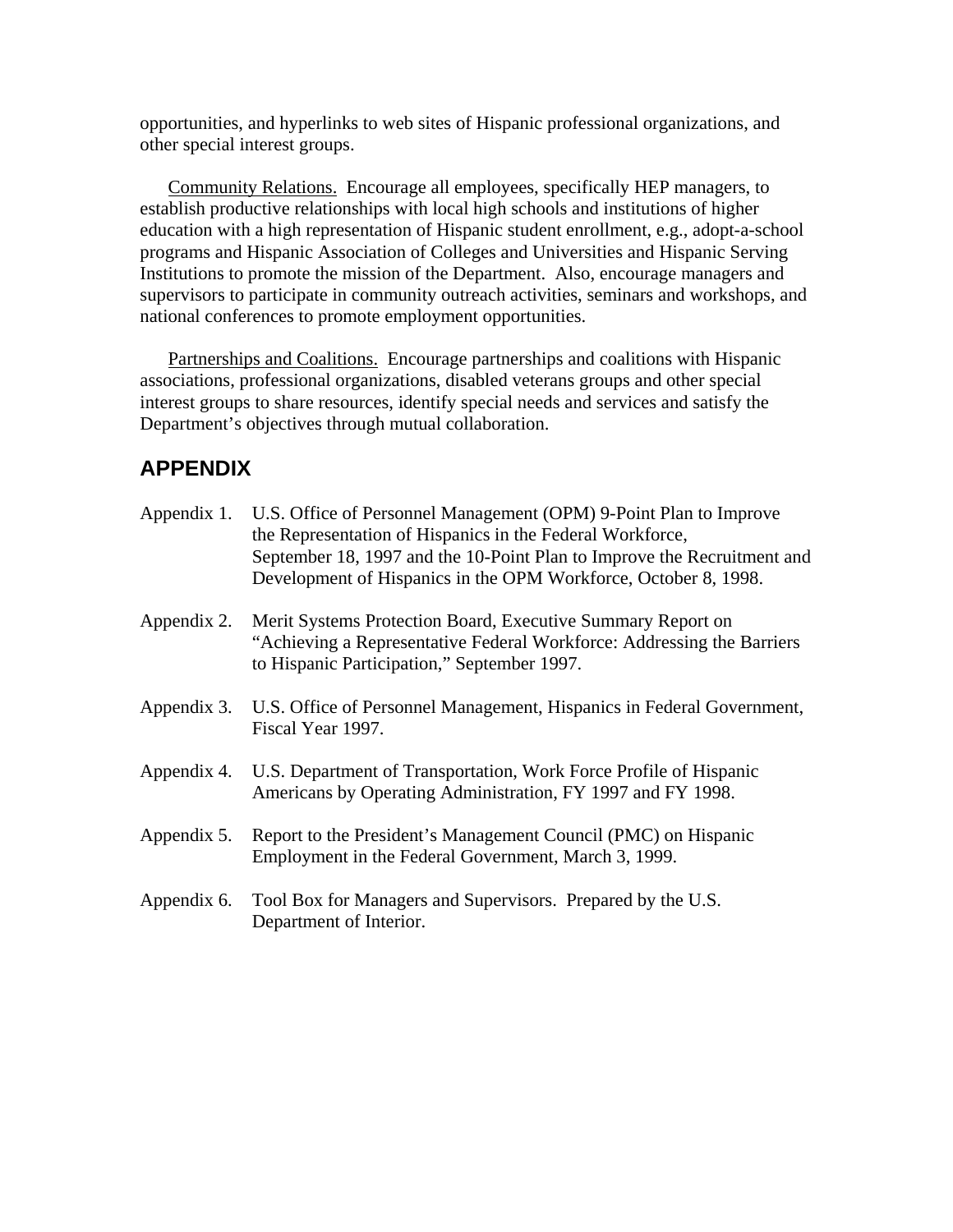opportunities, and hyperlinks to web sites of Hispanic professional organizations, and other special interest groups.

Community Relations. Encourage all employees, specifically HEP managers, to establish productive relationships with local high schools and institutions of higher education with a high representation of Hispanic student enrollment, e.g., adopt-a-school programs and Hispanic Association of Colleges and Universities and Hispanic Serving Institutions to promote the mission of the Department. Also, encourage managers and supervisors to participate in community outreach activities, seminars and workshops, and national conferences to promote employment opportunities.

Partnerships and Coalitions. Encourage partnerships and coalitions with Hispanic associations, professional organizations, disabled veterans groups and other special interest groups to share resources, identify special needs and services and satisfy the Department's objectives through mutual collaboration.

## APPENDIX

Appendix 1. U.S. Office of Personnel Management (OPM) 9-Point Plan to Improve the Representation of Hispanics in the Federal Workforce, September 18, 1997 and the 10-Point Plan to Improve the Recruitment and Development of Hispanics in the OPM Workforce, October 8, 1998.

Appendix 2. Merit Systems Protection Board, Executive Summary Report on "Achieving a Representative Federal Workforce: Addressing the Barriers to Hispanic Participation," September 1997.

Appendix 3. U.S. Office of Personnel Management, Hispanics in Federal Government, Fiscal Year 1997.

Appendix 4. U.S. Department of Transportation, Work Force Profile of Hispanic Americans by Operating Administration, FY 1997 and FY 1998.

Appendix 5. Report to the President's Management Council (PMC) on Hispanic Employment in the Federal Government, March 3, 1999.

Appendix 6. Tool Box for Managers and Supervisors. Prepared by the U.S. Department of Interior.